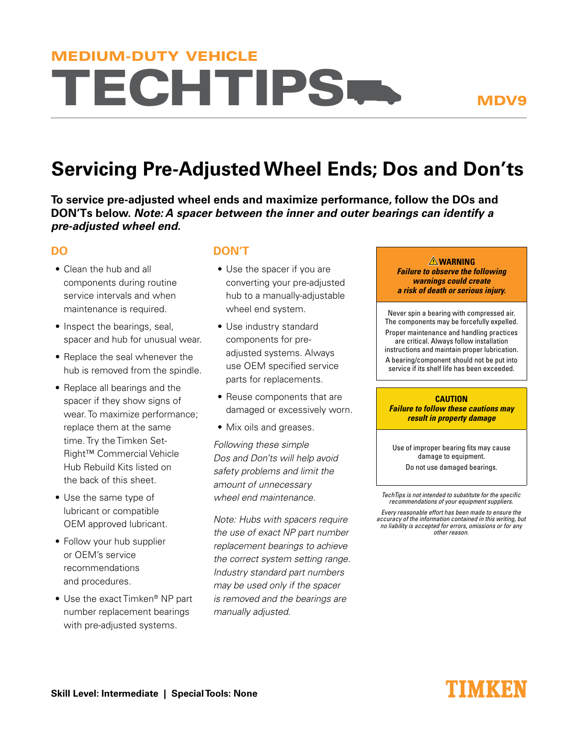MEDIUM-DUTY VEHICLE

# TECHTIPS

MDV9

## Servicing Pre-Adjusted Wheel Ends; Dos and Don'ts

**To service pre-adjusted wheel ends and maximize performance, follow the DOs and DON'Ts below. *Note: A spacer between the inner and outer bearings can identify a pre-adjusted wheel end.***

### DO

- Clean the hub and all components during routine service intervals and when maintenance is required.
- Inspect the bearings, seal, spacer and hub for unusual wear.
- Replace the seal whenever the hub is removed from the spindle.
- Replace all bearings and the spacer if they show signs of wear. To maximize performance; replace them at the same time. Try the Timken Set-Right™ Commercial Vehicle Hub Rebuild Kits listed on the back of this sheet.
- Use the same type of lubricant or compatible OEM approved lubricant.
- Follow your hub supplier or OEM's service recommendations and procedures.
- Use the exact Timken® NP part number replacement bearings with pre-adjusted systems.

### DON'T

- Use the spacer if you are converting your pre-adjusted hub to a manually-adjustable wheel end system.
- Use industry standard components for pre-adjusted systems. Always use OEM specified service parts for replacements.
- Reuse components that are damaged or excessively worn.
- Mix oils and greases.

*Following these simple Dos and Don'ts will help avoid safety problems and limit the amount of unnecessary wheel end maintenance.*

*Note: Hubs with spacers require the use of exact NP part number replacement bearings to achieve the correct system setting range. Industry standard part numbers may be used only if the spacer is removed and the bearings are manually adjusted.*

**⚠WARNING**
***Failure to observe the following warnings could create a risk of death or serious injury.***

Never spin a bearing with compressed air. The components may be forcefully expelled.

Proper maintenance and handling practices are critical. Always follow installation instructions and maintain proper lubrication.

A bearing/component should not be put into service if its shelf life has been exceeded.

**CAUTION**
***Failure to follow these cautions may result in property damage***

Use of improper bearing fits may cause damage to equipment.

Do not use damaged bearings.

*TechTips is not intended to substitute for the specific recommendations of your equipment suppliers.*

*Every reasonable effort has been made to ensure the accuracy of the information contained in this writing, but no liability is accepted for errors, omissions or for any other reason.*

**Skill Level: Intermediate | Special Tools: None**

TIMKEN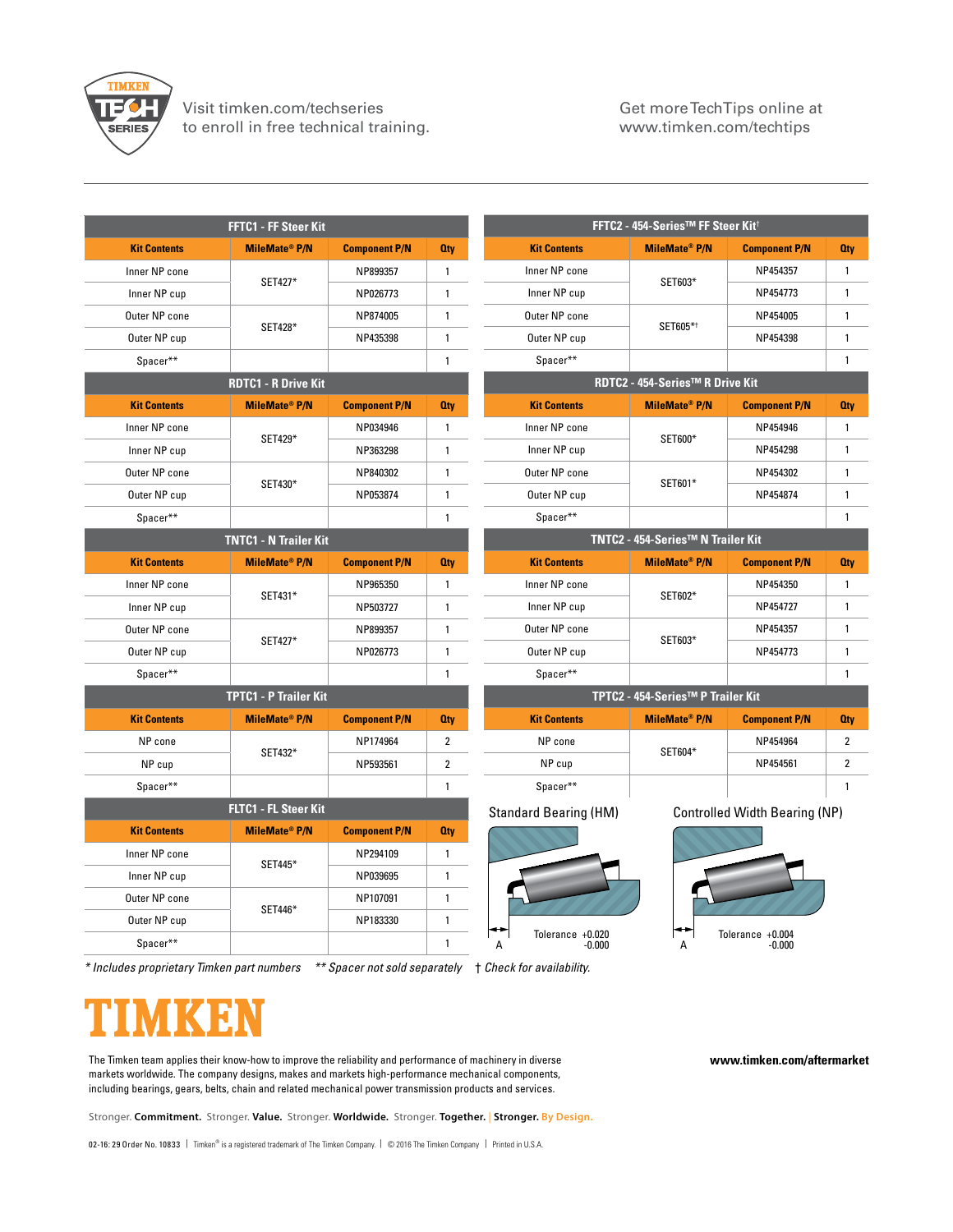Visit timken.com/techseries
to enroll in free technical training.

Get more TechTips online at
www.timken.com/techtips

| FFTC1 - FF Steer Kit | | | |
|---|---|---|---|
| **Kit Contents** | **MileMate® P/N** | **Component P/N** | **Qty** |
| Inner NP cone | SET427* | NP899357 | 1 |
| Inner NP cup | | NP026773 | 1 |
| Outer NP cone | SET428* | NP874005 | 1 |
| Outer NP cup | | NP435398 | 1 |
| Spacer** | | | 1 |

| RDTC1 - R Drive Kit | | | |
|---|---|---|---|
| **Kit Contents** | **MileMate® P/N** | **Component P/N** | **Qty** |
| Inner NP cone | SET429* | NP034946 | 1 |
| Inner NP cup | | NP363298 | 1 |
| Outer NP cone | SET430* | NP840302 | 1 |
| Outer NP cup | | NP053874 | 1 |
| Spacer** | | | 1 |

| TNTC1 - N Trailer Kit | | | |
|---|---|---|---|
| **Kit Contents** | **MileMate® P/N** | **Component P/N** | **Qty** |
| Inner NP cone | SET431* | NP965350 | 1 |
| Inner NP cup | | NP503727 | 1 |
| Outer NP cone | SET427* | NP899357 | 1 |
| Outer NP cup | | NP026773 | 1 |
| Spacer** | | | 1 |

| TPTC1 - P Trailer Kit | | | |
|---|---|---|---|
| **Kit Contents** | **MileMate® P/N** | **Component P/N** | **Qty** |
| NP cone | SET432* | NP174964 | 2 |
| NP cup | | NP593561 | 2 |
| Spacer** | | | 1 |

| FLTC1 - FL Steer Kit | | | |
|---|---|---|---|
| **Kit Contents** | **MileMate® P/N** | **Component P/N** | **Qty** |
| Inner NP cone | SET445* | NP294109 | 1 |
| Inner NP cup | | NP039695 | 1 |
| Outer NP cone | SET446* | NP107091 | 1 |
| Outer NP cup | | NP183330 | 1 |
| Spacer** | | | 1 |

| FFTC2 - 454-Series™ FF Steer Kit† | | | |
|---|---|---|---|
| **Kit Contents** | **MileMate® P/N** | **Component P/N** | **Qty** |
| Inner NP cone | SET603* | NP454357 | 1 |
| Inner NP cup | | NP454773 | 1 |
| Outer NP cone | SET605*† | NP454005 | 1 |
| Outer NP cup | | NP454398 | 1 |
| Spacer** | | | 1 |

| RDTC2 - 454-Series™ R Drive Kit | | | |
|---|---|---|---|
| **Kit Contents** | **MileMate® P/N** | **Component P/N** | **Qty** |
| Inner NP cone | SET600* | NP454946 | 1 |
| Inner NP cup | | NP454298 | 1 |
| Outer NP cone | SET601* | NP454302 | 1 |
| Outer NP cup | | NP454874 | 1 |
| Spacer** | | | 1 |

| TNTC2 - 454-Series™ N Trailer Kit | | | |
|---|---|---|---|
| **Kit Contents** | **MileMate® P/N** | **Component P/N** | **Qty** |
| Inner NP cone | SET602* | NP454350 | 1 |
| Inner NP cup | | NP454727 | 1 |
| Outer NP cone | SET603* | NP454357 | 1 |
| Outer NP cup | | NP454773 | 1 |
| Spacer** | | | 1 |

| TPTC2 - 454-Series™ P Trailer Kit | | | |
|---|---|---|---|
| **Kit Contents** | **MileMate® P/N** | **Component P/N** | **Qty** |
| NP cone | SET604* | NP454964 | 2 |
| NP cup | | NP454561 | 2 |
| Spacer** | | | 1 |

Standard Bearing (HM)

A

Tolerance +0.020
-0.000

Controlled Width Bearing (NP)

A

Tolerance +0.004
-0.000

*\* Includes proprietary Timken part numbers* *\*\* Spacer not sold separately* *† Check for availability.*

# TIMKEN

The Timken team applies their know-how to improve the reliability and performance of machinery in diverse markets worldwide. The company designs, makes and markets high-performance mechanical components, including bearings, gears, belts, chain and related mechanical power transmission products and services.

**www.timken.com/aftermarket**

Stronger. **Commitment.** Stronger. **Value.** Stronger. **Worldwide.** Stronger. **Together.** | **Stronger. By Design.**

02-16: 29 Order No. 10833 | Timken® is a registered trademark of The Timken Company. | © 2016 The Timken Company | Printed in U.S.A.